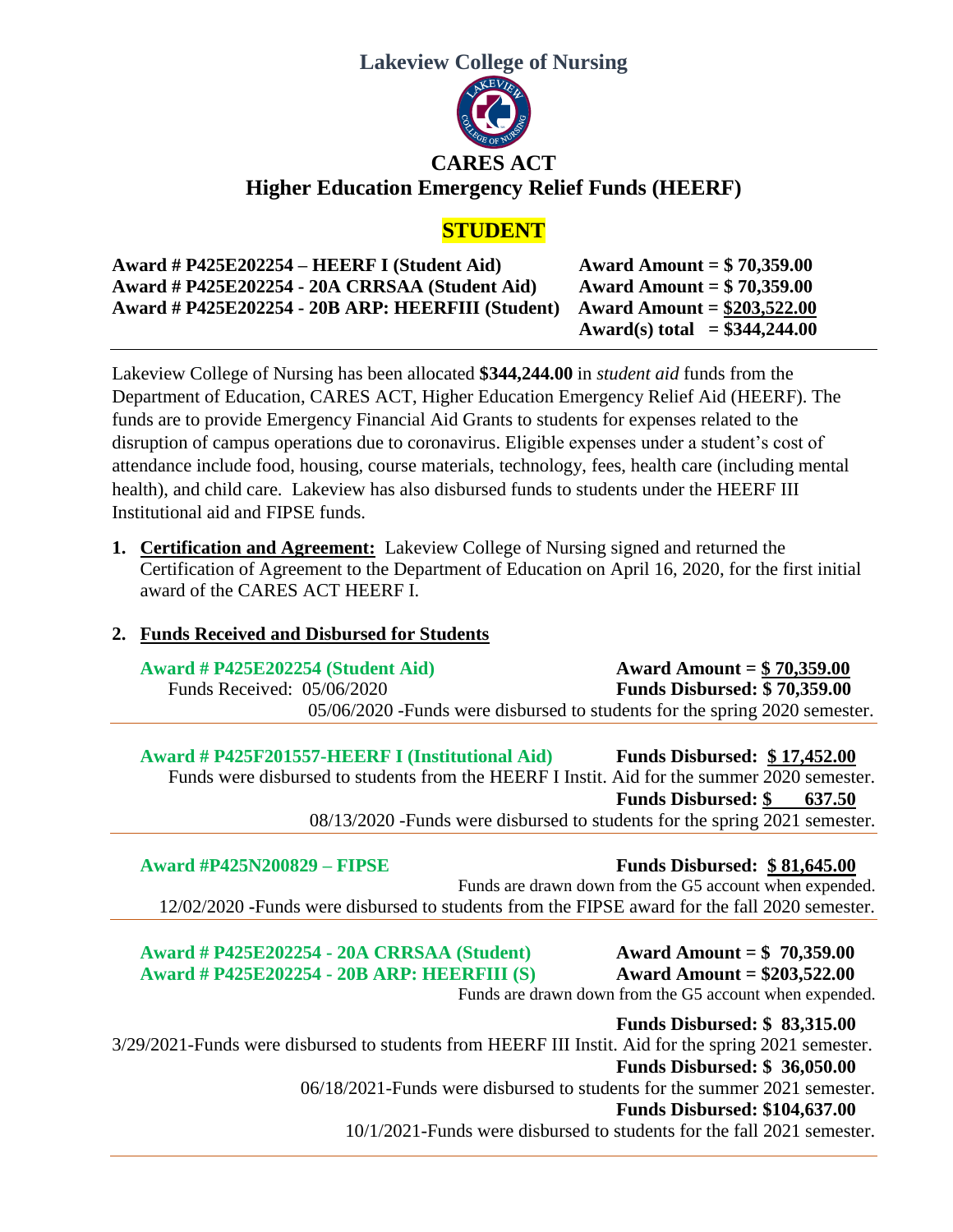# Lakeview College of Nursing

## CARES ACT
## Higher Education Emergency Relief Funds (HEERF)

## STUDENT

| | |
|---|---|
| **Award # P425E202254 – HEERF I (Student Aid)** | **Award Amount = $ 70,359.00** |
| **Award # P425E202254 - 20A CRRSAA (Student Aid)** | **Award Amount = $ 70,359.00** |
| **Award # P425E202254 - 20B ARP: HEERFIII (Student)** | **Award Amount = $203,522.00** |
| | **Award(s) total = $344,244.00** |

Lakeview College of Nursing has been allocated **$344,244.00** in *student aid* funds from the Department of Education, CARES ACT, Higher Education Emergency Relief Aid (HEERF). The funds are to provide Emergency Financial Aid Grants to students for expenses related to the disruption of campus operations due to coronavirus. Eligible expenses under a student's cost of attendance include food, housing, course materials, technology, fees, health care (including mental health), and child care. Lakeview has also disbursed funds to students under the HEERF III Institutional aid and FIPSE funds.

1. **Certification and Agreement:** Lakeview College of Nursing signed and returned the Certification of Agreement to the Department of Education on April 16, 2020, for the first initial award of the CARES ACT HEERF I.

2. **Funds Received and Disbursed for Students**

**Award # P425E202254 (Student Aid)** — **Award Amount = $ 70,359.00**

Funds Received: 05/06/2020 — **Funds Disbursed: $ 70,359.00**

05/06/2020 -Funds were disbursed to students for the spring 2020 semester.

---

**Award # P425F201557-HEERF I (Institutional Aid)** — **Funds Disbursed: $ 17,452.00**

Funds were disbursed to students from the HEERF I Instit. Aid for the summer 2020 semester.

**Funds Disbursed: $ 637.50**

08/13/2020 -Funds were disbursed to students for the spring 2021 semester.

---

**Award #P425N200829 – FIPSE** — **Funds Disbursed: $ 81,645.00**

Funds are drawn down from the G5 account when expended.

12/02/2020 -Funds were disbursed to students from the FIPSE award for the fall 2020 semester.

---

**Award # P425E202254 - 20A CRRSAA (Student)** — **Award Amount = $ 70,359.00**

**Award # P425E202254 - 20B ARP: HEERFIII (S)** — **Award Amount = $203,522.00**

Funds are drawn down from the G5 account when expended.

**Funds Disbursed: $ 83,315.00**

3/29/2021-Funds were disbursed to students from HEERF III Instit. Aid for the spring 2021 semester.

**Funds Disbursed: $ 36,050.00**

06/18/2021-Funds were disbursed to students for the summer 2021 semester.

**Funds Disbursed: $104,637.00**

10/1/2021-Funds were disbursed to students for the fall 2021 semester.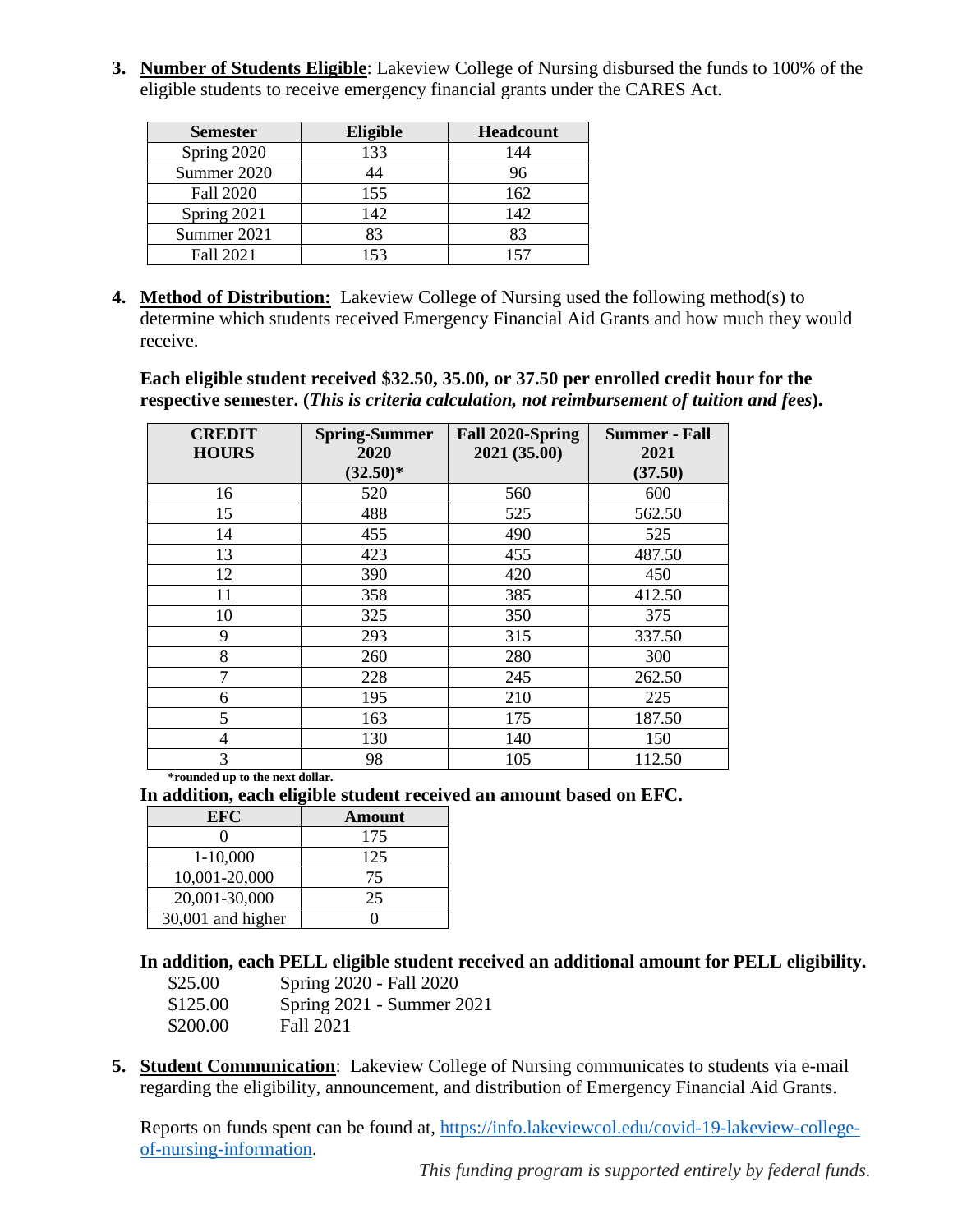3. **Number of Students Eligible**: Lakeview College of Nursing disbursed the funds to 100% of the eligible students to receive emergency financial grants under the CARES Act.

| Semester | Eligible | Headcount |
|---|---|---|
| Spring 2020 | 133 | 144 |
| Summer 2020 | 44 | 96 |
| Fall 2020 | 155 | 162 |
| Spring 2021 | 142 | 142 |
| Summer 2021 | 83 | 83 |
| Fall 2021 | 153 | 157 |

4. **Method of Distribution:** Lakeview College of Nursing used the following method(s) to determine which students received Emergency Financial Aid Grants and how much they would receive.

**Each eligible student received $32.50, 35.00, or 37.50 per enrolled credit hour for the respective semester. (*This is criteria calculation, not reimbursement of tuition and fees*).**

| CREDIT HOURS | Spring-Summer 2020 (32.50)* | Fall 2020-Spring 2021 (35.00) | Summer - Fall 2021 (37.50) |
|---|---|---|---|
| 16 | 520 | 560 | 600 |
| 15 | 488 | 525 | 562.50 |
| 14 | 455 | 490 | 525 |
| 13 | 423 | 455 | 487.50 |
| 12 | 390 | 420 | 450 |
| 11 | 358 | 385 | 412.50 |
| 10 | 325 | 350 | 375 |
| 9 | 293 | 315 | 337.50 |
| 8 | 260 | 280 | 300 |
| 7 | 228 | 245 | 262.50 |
| 6 | 195 | 210 | 225 |
| 5 | 163 | 175 | 187.50 |
| 4 | 130 | 140 | 150 |
| 3 | 98 | 105 | 112.50 |

**\*rounded up to the next dollar.**

**In addition, each eligible student received an amount based on EFC.**

| EFC | Amount |
|---|---|
| 0 | 175 |
| 1-10,000 | 125 |
| 10,001-20,000 | 75 |
| 20,001-30,000 | 25 |
| 30,001 and higher | 0 |

**In addition, each PELL eligible student received an additional amount for PELL eligibility.**

| | |
|---|---|
| $25.00 | Spring 2020 - Fall 2020 |
| $125.00 | Spring 2021 - Summer 2021 |
| $200.00 | Fall 2021 |

5. **Student Communication**: Lakeview College of Nursing communicates to students via e-mail regarding the eligibility, announcement, and distribution of Emergency Financial Aid Grants.

Reports on funds spent can be found at, https://info.lakeviewcol.edu/covid-19-lakeview-college-of-nursing-information.

*This funding program is supported entirely by federal funds.*